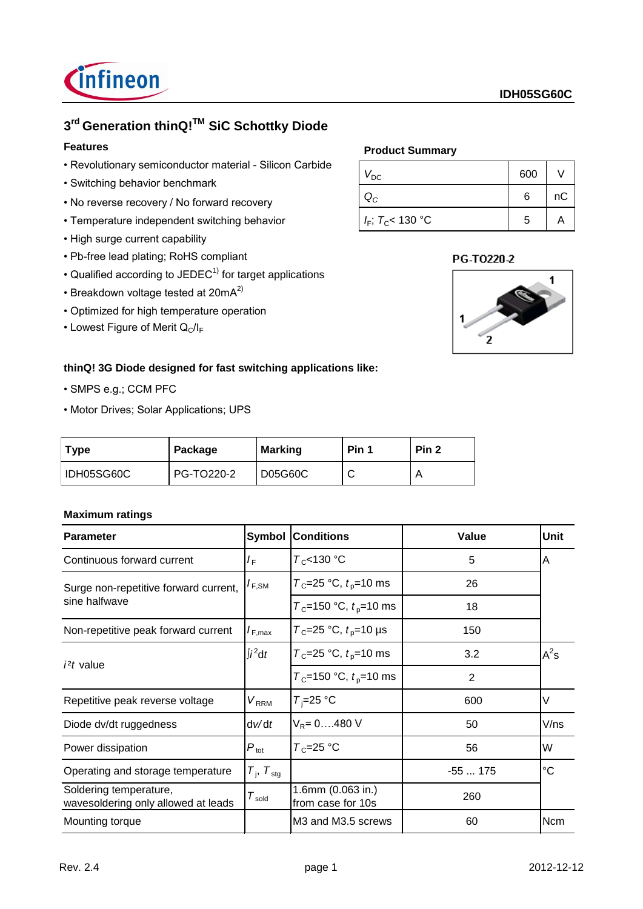# $3^{rd}$ Generation thinQ!™ SiC Schottky Diode

IDH05SG60C

## Features

- Revolutionary semiconductor material - Silicon Carbide
- Switching behavior benchmark
- No reverse recovery / No forward recovery
- Temperature independent switching behavior
- High surge current capability
- Pb-free lead plating; RoHS compliant
- Qualified according to JEDEC[1] for target applications
- Breakdown voltage tested at 20mA[2]
- Optimized for high temperature operation
- Lowest Figure of Merit $Q_C/I_F$

## Product Summary

| | | |
|---|---|---|
| $V_{DC}$ | 600 | V |
| $Q_C$ | 6 | nC |
| $I_F$; $T_C$< 130 °C | 5 | A |

PG-TO220-2

**thinQ! 3G Diode designed for fast switching applications like:**

- SMPS e.g.; CCM PFC
- Motor Drives; Solar Applications; UPS

| Type | Package | Marking | Pin 1 | Pin 2 |
|---|---|---|---|---|
| IDH05SG60C | PG-TO220-2 | D05G60C | C | A |

**Maximum ratings**

| Parameter | Symbol | Conditions | Value | Unit |
|---|---|---|---|---|
| Continuous forward current | $I_F$ | $T_C$<130 °C | 5 | A |
| Surge non-repetitive forward current, sine halfwave | $I_{F,SM}$ | $T_C$=25 °C, $t_p$=10 ms | 26 | |
| | | $T_C$=150 °C, $t_p$=10 ms | 18 | |
| Non-repetitive peak forward current | $I_{F,max}$ | $T_C$=25 °C, $t_p$=10 µs | 150 | |
| $i^2t$ value | $\int i^2dt$ | $T_C$=25 °C, $t_p$=10 ms | 3.2 | $A^2s$ |
| | | $T_C$=150 °C, $t_p$=10 ms | 2 | |
| Repetitive peak reverse voltage | $V_{RRM}$ | $T_j$=25 °C | 600 | V |
| Diode dv/dt ruggedness | dv/dt | $V_R$= 0….480 V | 50 | V/ns |
| Power dissipation | $P_{tot}$ | $T_C$=25 °C | 56 | W |
| Operating and storage temperature | $T_j$, $T_{stg}$ | | -55 ... 175 | °C |
| Soldering temperature, wavesoldering only allowed at leads | $T_{sold}$ | 1.6mm (0.063 in.) from case for 10s | 260 | |
| Mounting torque | | M3 and M3.5 screws | 60 | Ncm |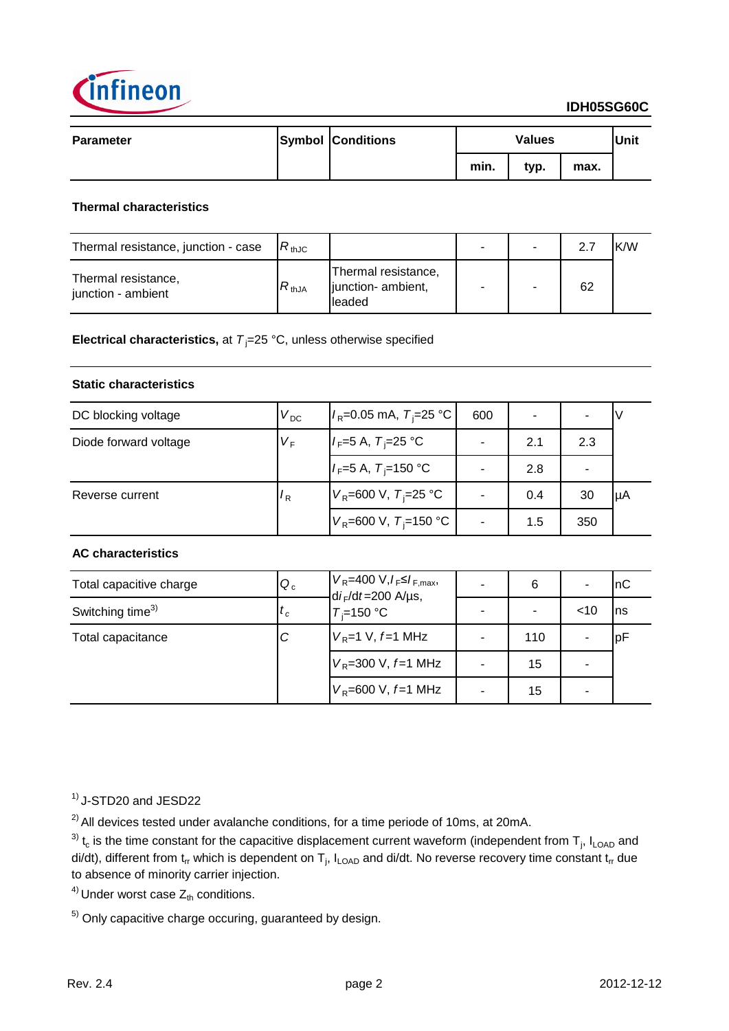| Parameter | Symbol | Conditions | Values | | | Unit |
|---|---|---|---|---|---|---|
| | | | min. | typ. | max. | |

**Thermal characteristics**

| Parameter | Symbol | Conditions | min. | typ. | max. | Unit |
|---|---|---|---|---|---|---|
| Thermal resistance, junction - case | $R_{thJC}$ | | - | - | 2.7 | K/W |
| Thermal resistance, junction - ambient | $R_{thJA}$ | Thermal resistance, junction- ambient, leaded | - | - | 62 | |

**Electrical characteristics,** at $T_j$=25 °C, unless otherwise specified

**Static characteristics**

| Parameter | Symbol | Conditions | min. | typ. | max. | Unit |
|---|---|---|---|---|---|---|
| DC blocking voltage | $V_{DC}$ | $I_R$=0.05 mA, $T_j$=25 °C | 600 | - | - | V |
| Diode forward voltage | $V_F$ | $I_F$=5 A, $T_j$=25 °C | - | 2.1 | 2.3 | |
| | | $I_F$=5 A, $T_j$=150 °C | - | 2.8 | - | |
| Reverse current | $I_R$ | $V_R$=600 V, $T_j$=25 °C | - | 0.4 | 30 | µA |
| | | $V_R$=600 V, $T_j$=150 °C | - | 1.5 | 350 | |

**AC characteristics**

| Parameter | Symbol | Conditions | min. | typ. | max. | Unit |
|---|---|---|---|---|---|---|
| Total capacitive charge | $Q_c$ | $V_R$=400 V, $I_F \leq I_{F,max}$, $di_F/dt$=200 A/µs, $T_j$=150 °C | - | 6 | - | nC |
| Switching time[3] | $t_c$ | | - | - | <10 | ns |
| Total capacitance | $C$ | $V_R$=1 V, $f$=1 MHz | - | 110 | - | pF |
| | | $V_R$=300 V, $f$=1 MHz | - | 15 | - | |
| | | $V_R$=600 V, $f$=1 MHz | - | 15 | - | |

[1] J-STD20 and JESD22

[2] All devices tested under avalanche conditions, for a time periode of 10ms, at 20mA.

[3] $t_c$ is the time constant for the capacitive displacement current waveform (independent from $T_j$, $I_{LOAD}$ and di/dt), different from $t_{rr}$ which is dependent on $T_j$, $I_{LOAD}$ and di/dt. No reverse recovery time constant $t_{rr}$ due to absence of minority carrier injection.

[4] Under worst case $Z_{th}$ conditions.

[5] Only capacitive charge occuring, guaranteed by design.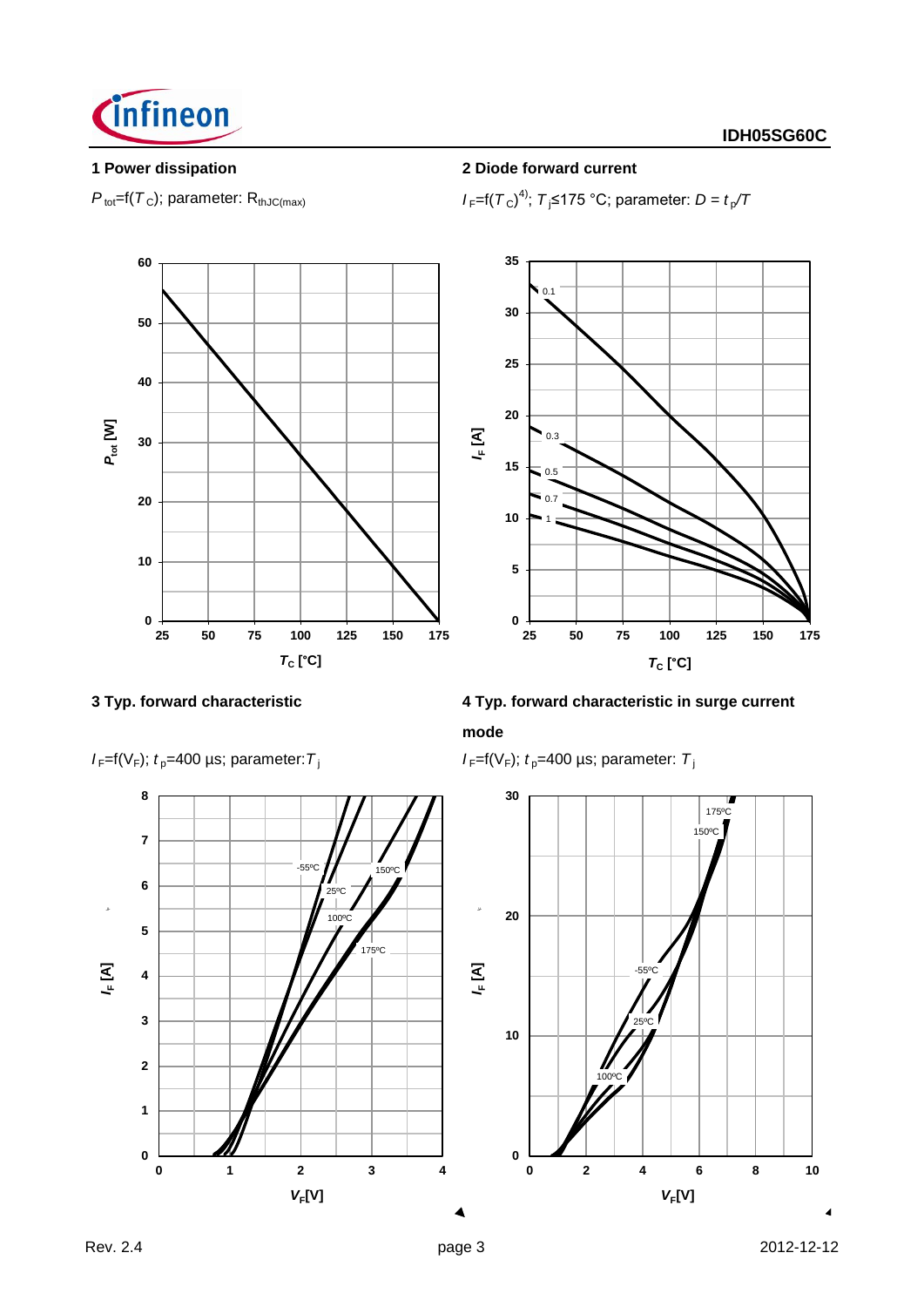### 1 Power dissipation

$P_{tot}$=f($T_C$); parameter: $R_{thJC(max)}$

### 2 Diode forward current

$I_F$=f($T_C$)[4]; $T_j$≤175 °C; parameter: $D = t_p/T$

### 3 Typ. forward characteristic

$I_F$=f($V_F$); $t_p$=400 µs; parameter: $T_j$

### 4 Typ. forward characteristic in surge current mode

$I_F$=f($V_F$); $t_p$=400 µs; parameter: $T_j$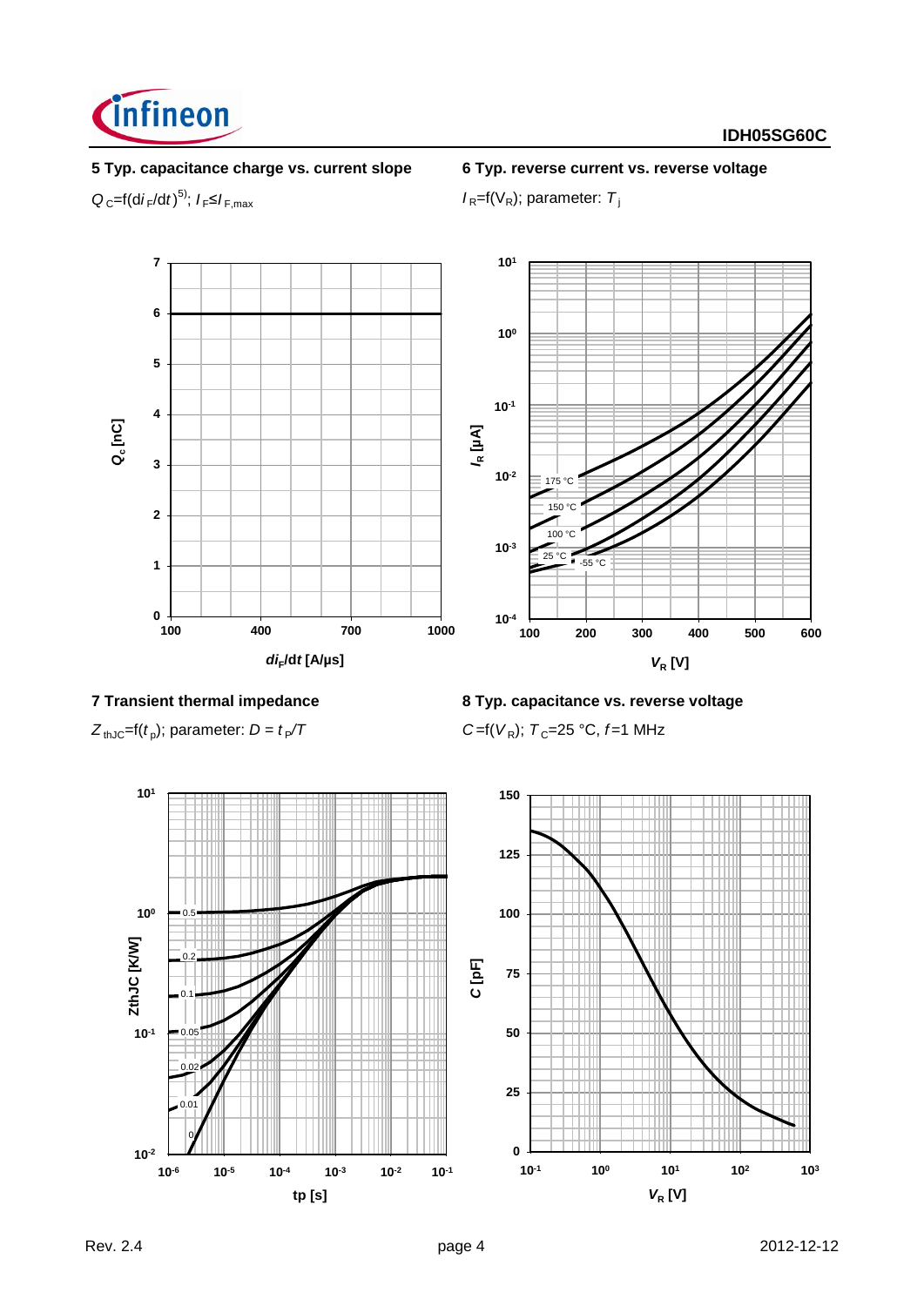### 5 Typ. capacitance charge vs. current slope

$Q_C$=f($di_F/dt$)[5]; $I_F \leq I_{F,max}$

### 6 Typ. reverse current vs. reverse voltage

$I_R$=f($V_R$); parameter: $T_j$

### 7 Transient thermal impedance

$Z_{thJC}$=f($t_p$); parameter: $D = t_p/T$

### 8 Typ. capacitance vs. reverse voltage

$C$=f($V_R$); $T_C$=25 °C, $f$=1 MHz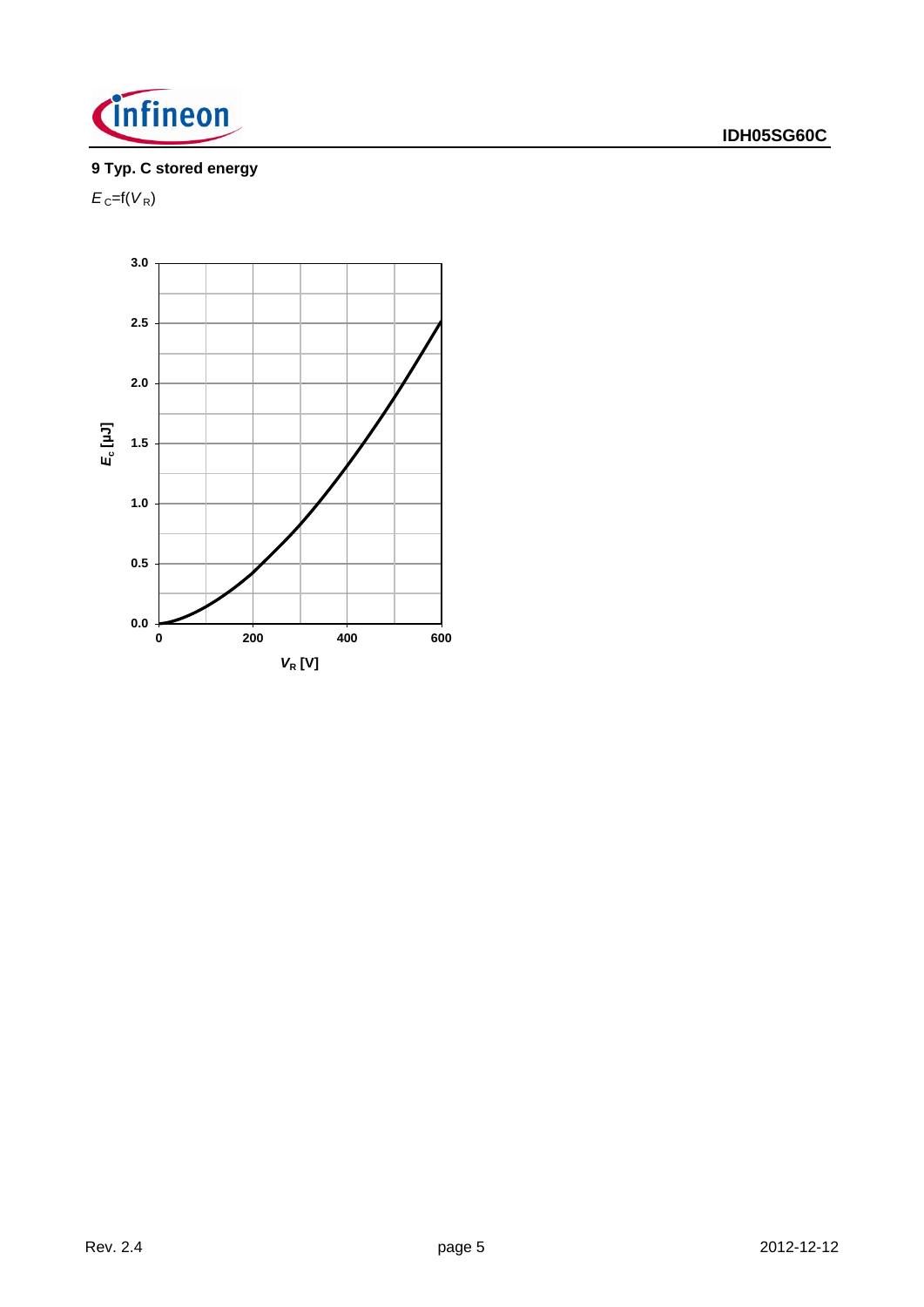## 9 Typ. C stored energy

$E_C$=f($V_R$)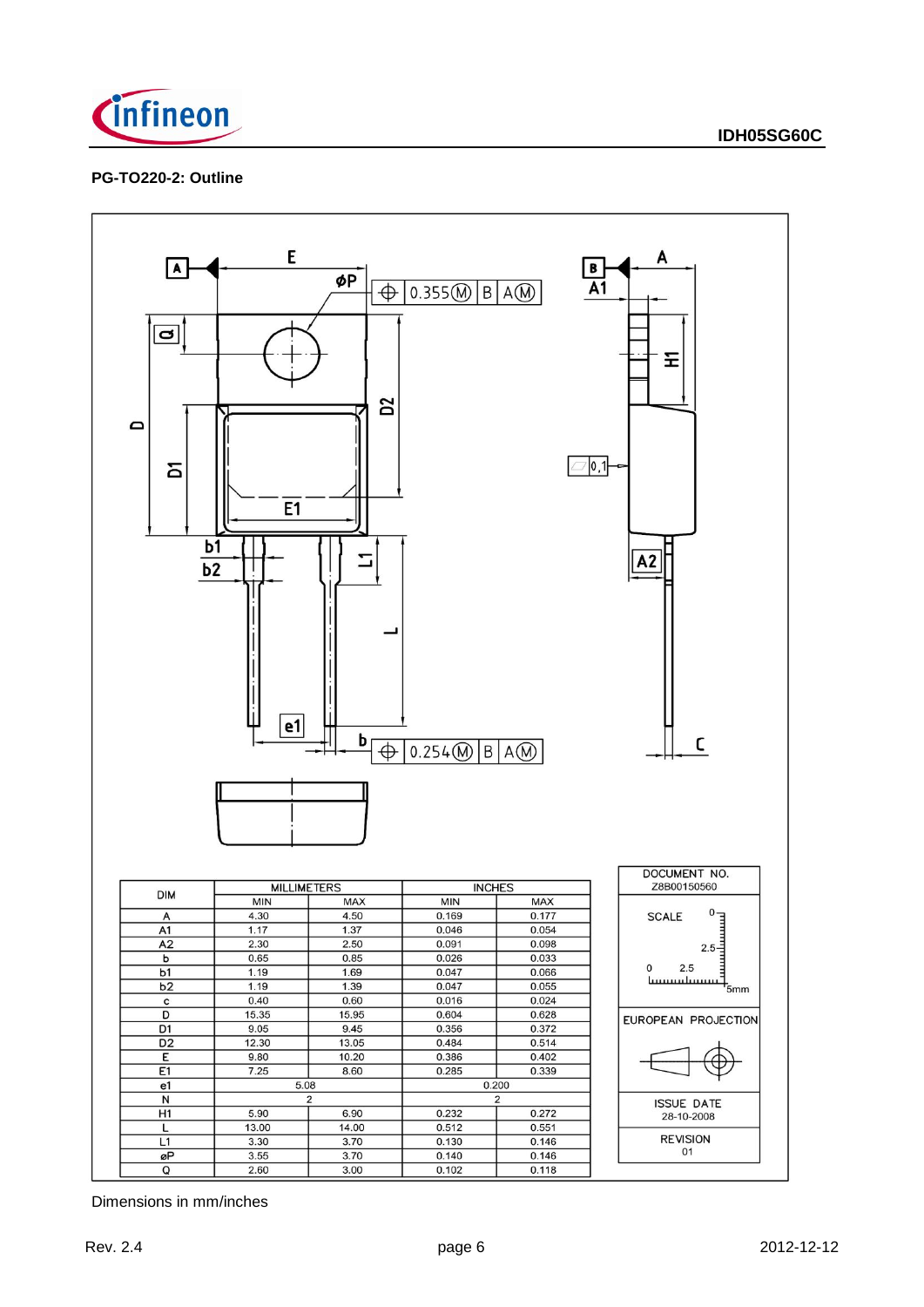## PG-TO220-2: Outline

| DIM | MILLIMETERS | | INCHES | |
|---|---|---|---|---|
| | MIN | MAX | MIN | MAX |
| A | 4.30 | 4.50 | 0.169 | 0.177 |
| A1 | 1.17 | 1.37 | 0.046 | 0.054 |
| A2 | 2.30 | 2.50 | 0.091 | 0.098 |
| b | 0.65 | 0.85 | 0.026 | 0.033 |
| b1 | 1.19 | 1.69 | 0.047 | 0.066 |
| b2 | 1.19 | 1.39 | 0.047 | 0.055 |
| c | 0.40 | 0.60 | 0.016 | 0.024 |
| D | 15.35 | 15.95 | 0.604 | 0.628 |
| D1 | 9.05 | 9.45 | 0.356 | 0.372 |
| D2 | 12.30 | 13.05 | 0.484 | 0.514 |
| E | 9.80 | 10.20 | 0.386 | 0.402 |
| E1 | 7.25 | 8.60 | 0.285 | 0.339 |
| e1 | 5.08 | | 0.200 | |
| N | 2 | | 2 | |
| H1 | 5.90 | 6.90 | 0.232 | 0.272 |
| L | 13.00 | 14.00 | 0.512 | 0.551 |
| L1 | 3.30 | 3.70 | 0.130 | 0.146 |
| øP | 3.55 | 3.70 | 0.140 | 0.146 |
| Q | 2.60 | 3.00 | 0.102 | 0.118 |

DOCUMENT NO. Z8B00150560

SCALE 0 2.5 5mm

EUROPEAN PROJECTION

ISSUE DATE 28-10-2008

REVISION 01

Dimensions in mm/inches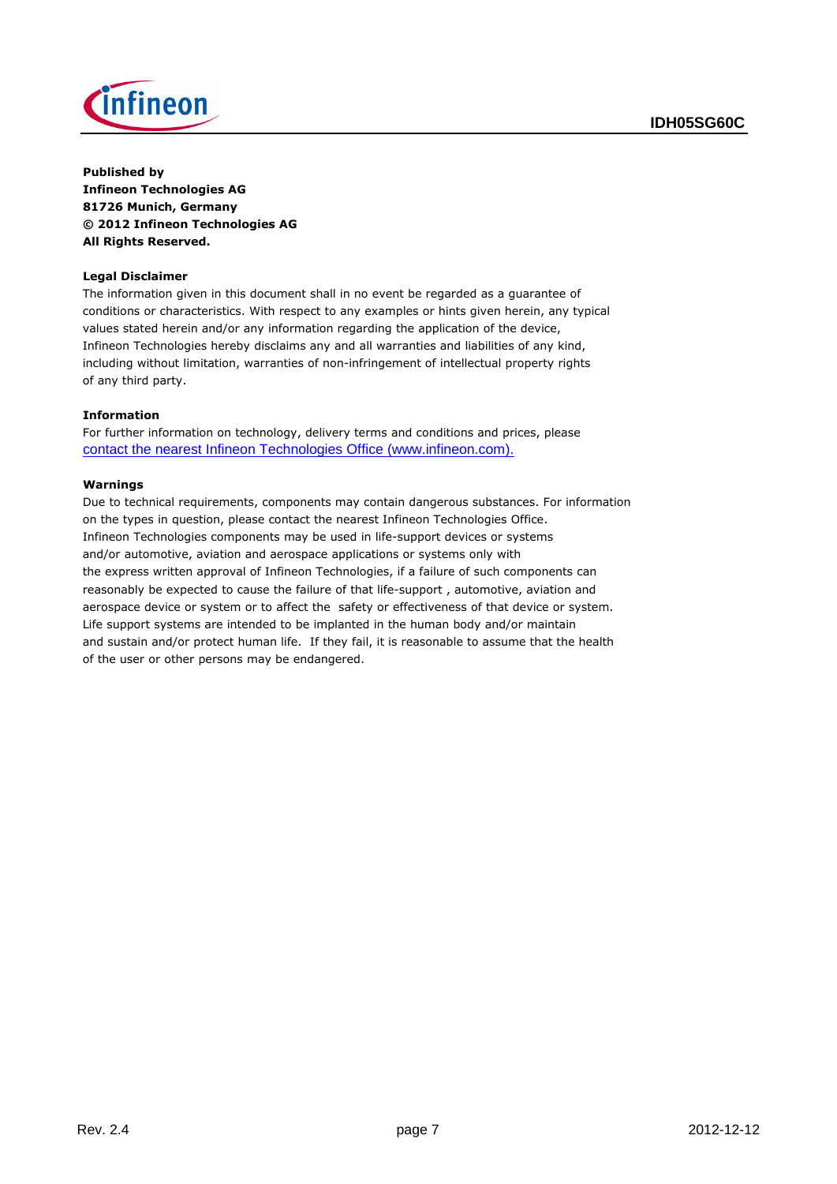**Published by**
**Infineon Technologies AG**
**81726 Munich, Germany**
**© 2012 Infineon Technologies AG**
**All Rights Reserved.**

**Legal Disclaimer**

The information given in this document shall in no event be regarded as a guarantee of conditions or characteristics. With respect to any examples or hints given herein, any typical values stated herein and/or any information regarding the application of the device, Infineon Technologies hereby disclaims any and all warranties and liabilities of any kind, including without limitation, warranties of non-infringement of intellectual property rights of any third party.

**Information**

For further information on technology, delivery terms and conditions and prices, please contact the nearest Infineon Technologies Office (www.infineon.com).

**Warnings**

Due to technical requirements, components may contain dangerous substances. For information on the types in question, please contact the nearest Infineon Technologies Office.
Infineon Technologies components may be used in life-support devices or systems and/or automotive, aviation and aerospace applications or systems only with the express written approval of Infineon Technologies, if a failure of such components can reasonably be expected to cause the failure of that life-support , automotive, aviation and aerospace device or system or to affect the safety or effectiveness of that device or system.
Life support systems are intended to be implanted in the human body and/or maintain and sustain and/or protect human life. If they fail, it is reasonable to assume that the health of the user or other persons may be endangered.